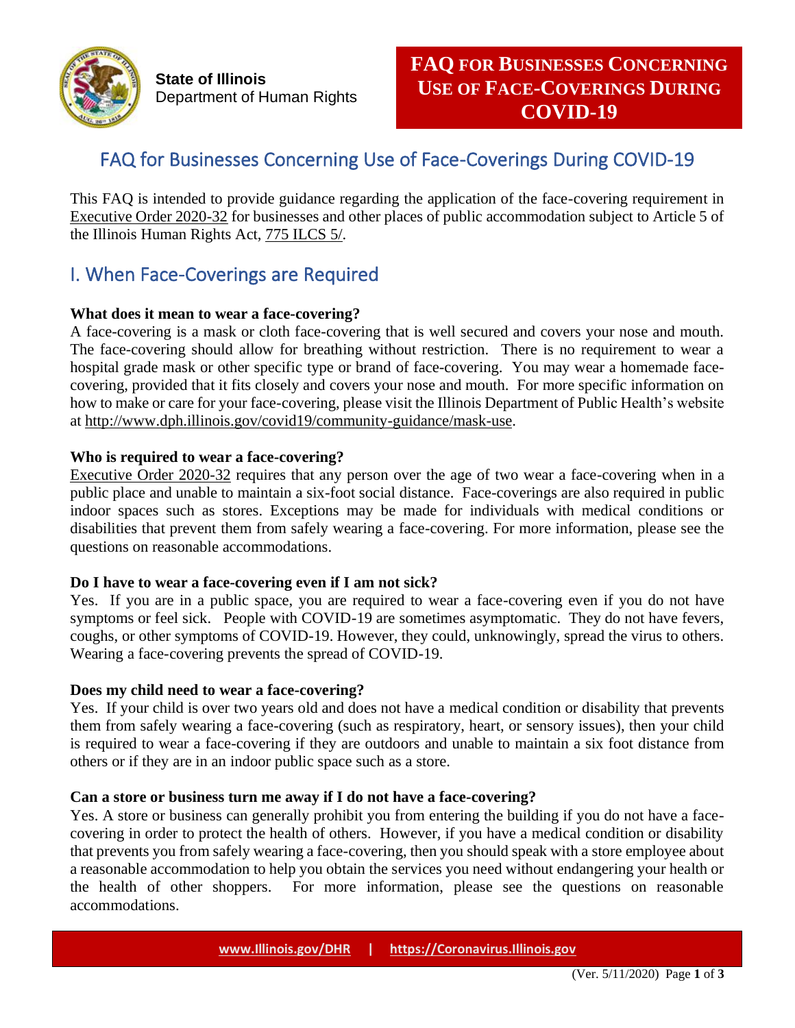State of Illinois
Department of Human Rights

**FAQ FOR BUSINESSES CONCERNING USE OF FACE-COVERINGS DURING COVID-19**

# FAQ for Businesses Concerning Use of Face-Coverings During COVID-19

This FAQ is intended to provide guidance regarding the application of the face-covering requirement in Executive Order 2020-32 for businesses and other places of public accommodation subject to Article 5 of the Illinois Human Rights Act, 775 ILCS 5/.

## I. When Face-Coverings are Required

**What does it mean to wear a face-covering?**
A face-covering is a mask or cloth face-covering that is well secured and covers your nose and mouth. The face-covering should allow for breathing without restriction. There is no requirement to wear a hospital grade mask or other specific type or brand of face-covering. You may wear a homemade face-covering, provided that it fits closely and covers your nose and mouth. For more specific information on how to make or care for your face-covering, please visit the Illinois Department of Public Health's website at http://www.dph.illinois.gov/covid19/community-guidance/mask-use.

**Who is required to wear a face-covering?**
Executive Order 2020-32 requires that any person over the age of two wear a face-covering when in a public place and unable to maintain a six-foot social distance. Face-coverings are also required in public indoor spaces such as stores. Exceptions may be made for individuals with medical conditions or disabilities that prevent them from safely wearing a face-covering. For more information, please see the questions on reasonable accommodations.

**Do I have to wear a face-covering even if I am not sick?**
Yes. If you are in a public space, you are required to wear a face-covering even if you do not have symptoms or feel sick. People with COVID-19 are sometimes asymptomatic. They do not have fevers, coughs, or other symptoms of COVID-19. However, they could, unknowingly, spread the virus to others. Wearing a face-covering prevents the spread of COVID-19.

**Does my child need to wear a face-covering?**
Yes. If your child is over two years old and does not have a medical condition or disability that prevents them from safely wearing a face-covering (such as respiratory, heart, or sensory issues), then your child is required to wear a face-covering if they are outdoors and unable to maintain a six foot distance from others or if they are in an indoor public space such as a store.

**Can a store or business turn me away if I do not have a face-covering?**
Yes. A store or business can generally prohibit you from entering the building if you do not have a face-covering in order to protect the health of others. However, if you have a medical condition or disability that prevents you from safely wearing a face-covering, then you should speak with a store employee about a reasonable accommodation to help you obtain the services you need without endangering your health or the health of other shoppers. For more information, please see the questions on reasonable accommodations.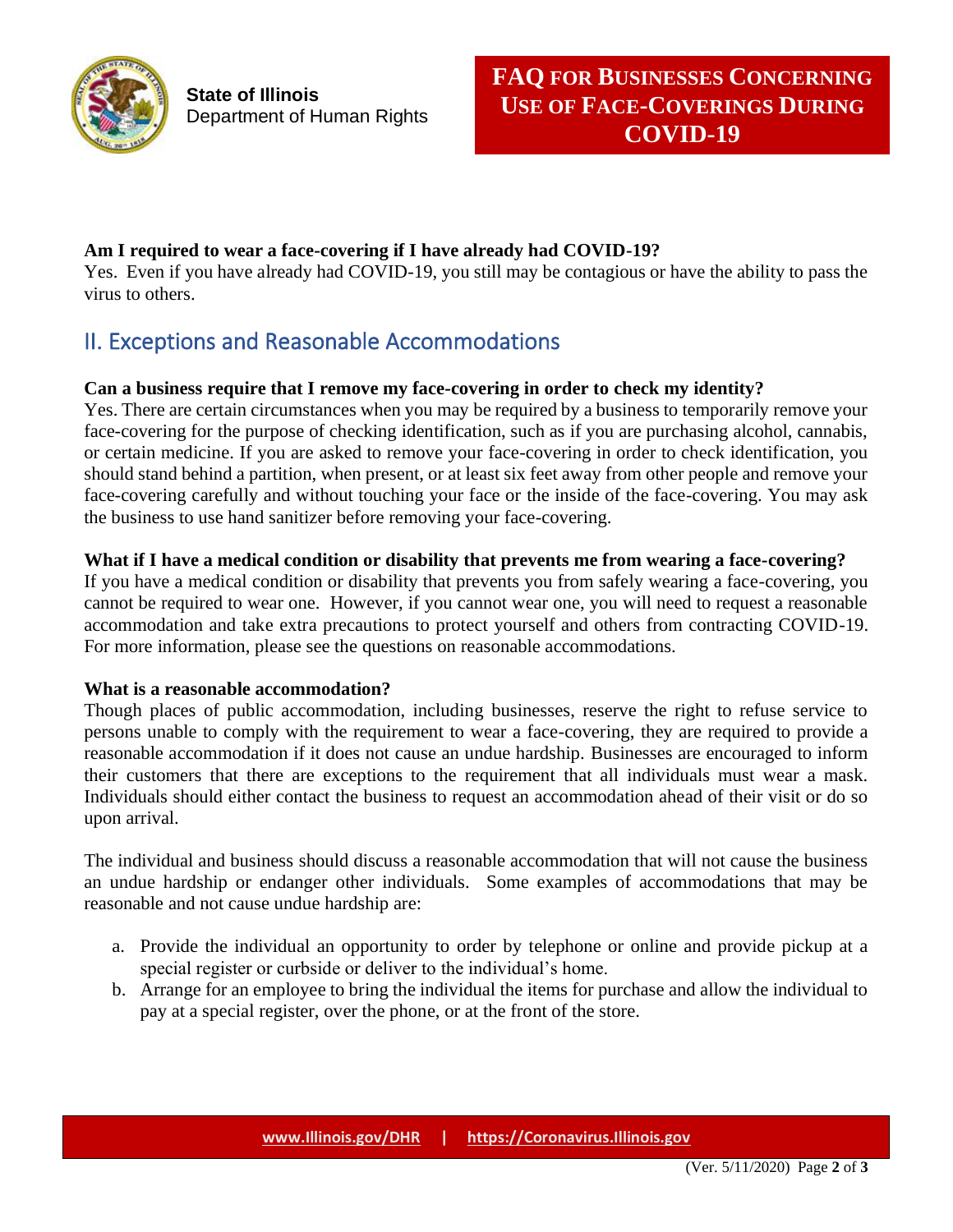**Am I required to wear a face-covering if I have already had COVID-19?**
Yes. Even if you have already had COVID-19, you still may be contagious or have the ability to pass the virus to others.

## II. Exceptions and Reasonable Accommodations

**Can a business require that I remove my face-covering in order to check my identity?**
Yes. There are certain circumstances when you may be required by a business to temporarily remove your face-covering for the purpose of checking identification, such as if you are purchasing alcohol, cannabis, or certain medicine. If you are asked to remove your face-covering in order to check identification, you should stand behind a partition, when present, or at least six feet away from other people and remove your face-covering carefully and without touching your face or the inside of the face-covering. You may ask the business to use hand sanitizer before removing your face-covering.

**What if I have a medical condition or disability that prevents me from wearing a face-covering?**
If you have a medical condition or disability that prevents you from safely wearing a face-covering, you cannot be required to wear one. However, if you cannot wear one, you will need to request a reasonable accommodation and take extra precautions to protect yourself and others from contracting COVID-19. For more information, please see the questions on reasonable accommodations.

**What is a reasonable accommodation?**
Though places of public accommodation, including businesses, reserve the right to refuse service to persons unable to comply with the requirement to wear a face-covering, they are required to provide a reasonable accommodation if it does not cause an undue hardship. Businesses are encouraged to inform their customers that there are exceptions to the requirement that all individuals must wear a mask. Individuals should either contact the business to request an accommodation ahead of their visit or do so upon arrival.

The individual and business should discuss a reasonable accommodation that will not cause the business an undue hardship or endanger other individuals. Some examples of accommodations that may be reasonable and not cause undue hardship are:

a. Provide the individual an opportunity to order by telephone or online and provide pickup at a special register or curbside or deliver to the individual's home.
b. Arrange for an employee to bring the individual the items for purchase and allow the individual to pay at a special register, over the phone, or at the front of the store.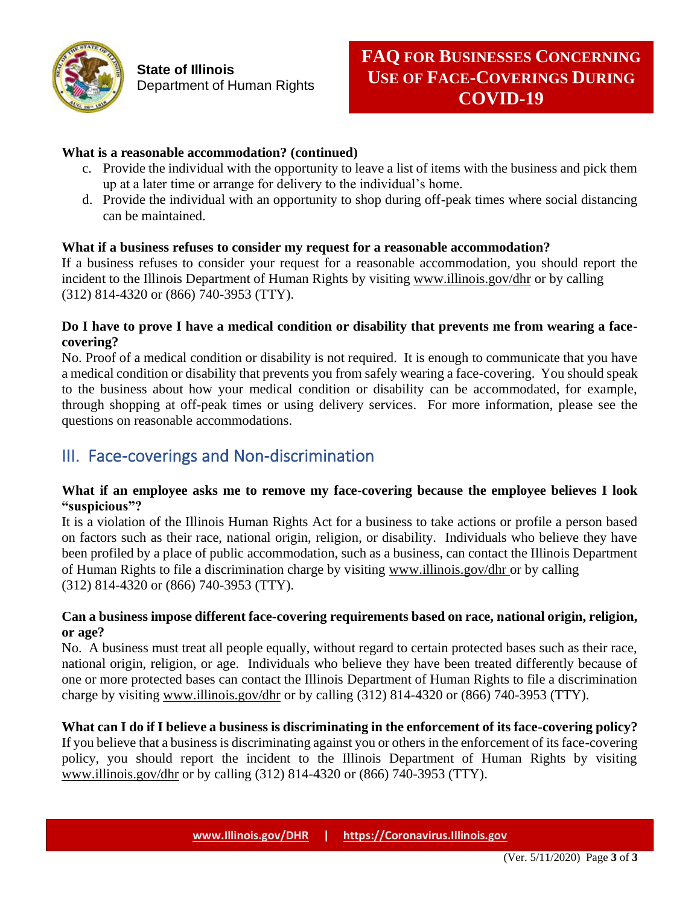**What is a reasonable accommodation? (continued)**

c. Provide the individual with the opportunity to leave a list of items with the business and pick them up at a later time or arrange for delivery to the individual's home.

d. Provide the individual with an opportunity to shop during off-peak times where social distancing can be maintained.

**What if a business refuses to consider my request for a reasonable accommodation?**

If a business refuses to consider your request for a reasonable accommodation, you should report the incident to the Illinois Department of Human Rights by visiting www.illinois.gov/dhr or by calling (312) 814-4320 or (866) 740-3953 (TTY).

**Do I have to prove I have a medical condition or disability that prevents me from wearing a face-covering?**

No. Proof of a medical condition or disability is not required. It is enough to communicate that you have a medical condition or disability that prevents you from safely wearing a face-covering. You should speak to the business about how your medical condition or disability can be accommodated, for example, through shopping at off-peak times or using delivery services. For more information, please see the questions on reasonable accommodations.

## III. Face-coverings and Non-discrimination

**What if an employee asks me to remove my face-covering because the employee believes I look "suspicious"?**

It is a violation of the Illinois Human Rights Act for a business to take actions or profile a person based on factors such as their race, national origin, religion, or disability. Individuals who believe they have been profiled by a place of public accommodation, such as a business, can contact the Illinois Department of Human Rights to file a discrimination charge by visiting www.illinois.gov/dhr or by calling (312) 814-4320 or (866) 740-3953 (TTY).

**Can a business impose different face-covering requirements based on race, national origin, religion, or age?**

No. A business must treat all people equally, without regard to certain protected bases such as their race, national origin, religion, or age. Individuals who believe they have been treated differently because of one or more protected bases can contact the Illinois Department of Human Rights to file a discrimination charge by visiting www.illinois.gov/dhr or by calling (312) 814-4320 or (866) 740-3953 (TTY).

**What can I do if I believe a business is discriminating in the enforcement of its face-covering policy?**

If you believe that a business is discriminating against you or others in the enforcement of its face-covering policy, you should report the incident to the Illinois Department of Human Rights by visiting www.illinois.gov/dhr or by calling (312) 814-4320 or (866) 740-3953 (TTY).